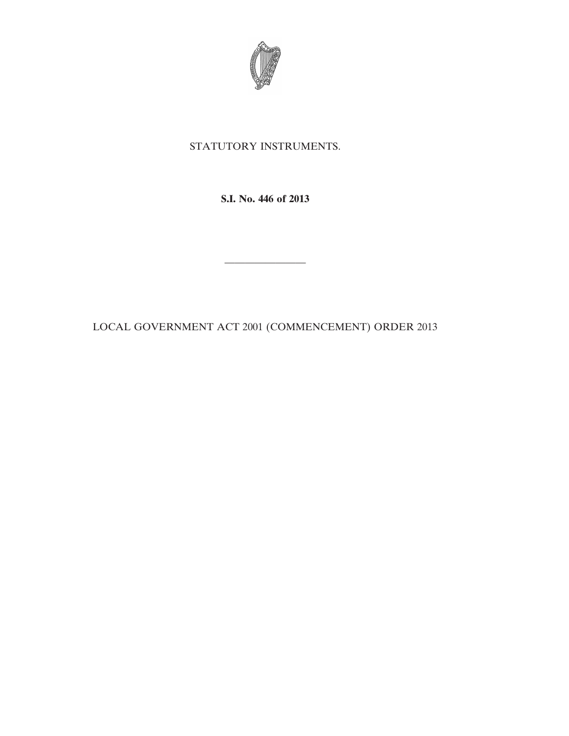STATUTORY INSTRUMENTS.

**S.I. No. 446 of 2013**

---

LOCAL GOVERNMENT ACT 2001 (COMMENCEMENT) ORDER 2013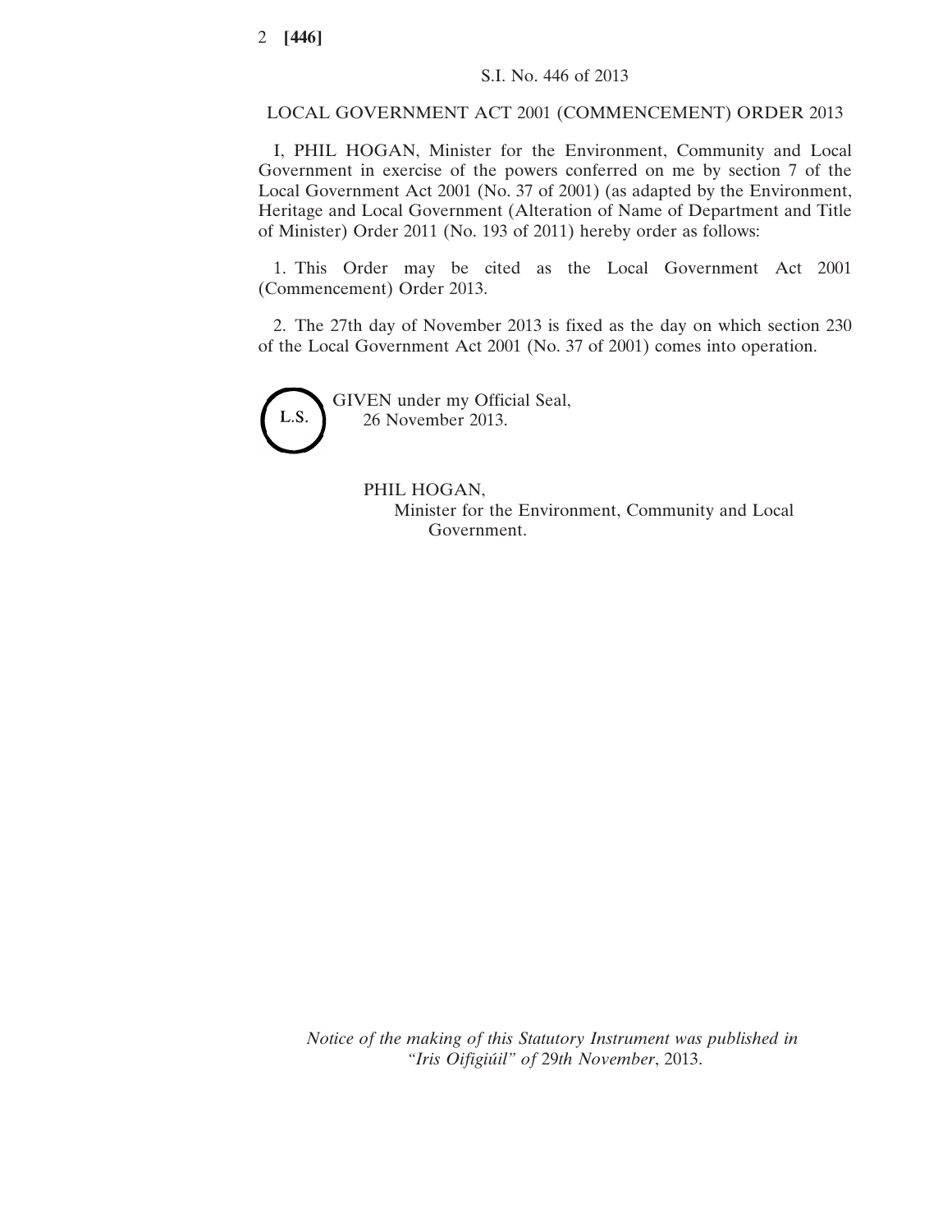S.I. No. 446 of 2013

# LOCAL GOVERNMENT ACT 2001 (COMMENCEMENT) ORDER 2013

I, PHIL HOGAN, Minister for the Environment, Community and Local Government in exercise of the powers conferred on me by section 7 of the Local Government Act 2001 (No. 37 of 2001) (as adapted by the Environment, Heritage and Local Government (Alteration of Name of Department and Title of Minister) Order 2011 (No. 193 of 2011) hereby order as follows:

1. This Order may be cited as the Local Government Act 2001 (Commencement) Order 2013.

2. The 27th day of November 2013 is fixed as the day on which section 230 of the Local Government Act 2001 (No. 37 of 2001) comes into operation.

L.S.

GIVEN under my Official Seal,
26 November 2013.

PHIL HOGAN,
Minister for the Environment, Community and Local Government.

*Notice of the making of this Statutory Instrument was published in "Iris Oifigiúil" of 29th November*, 2013.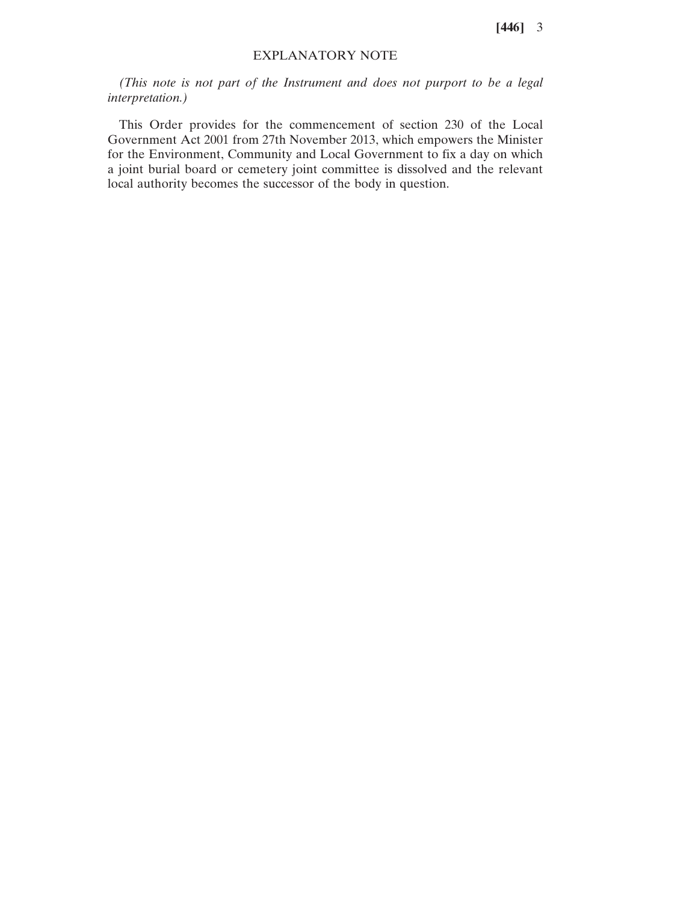## EXPLANATORY NOTE

*(This note is not part of the Instrument and does not purport to be a legal interpretation.)*

This Order provides for the commencement of section 230 of the Local Government Act 2001 from 27th November 2013, which empowers the Minister for the Environment, Community and Local Government to fix a day on which a joint burial board or cemetery joint committee is dissolved and the relevant local authority becomes the successor of the body in question.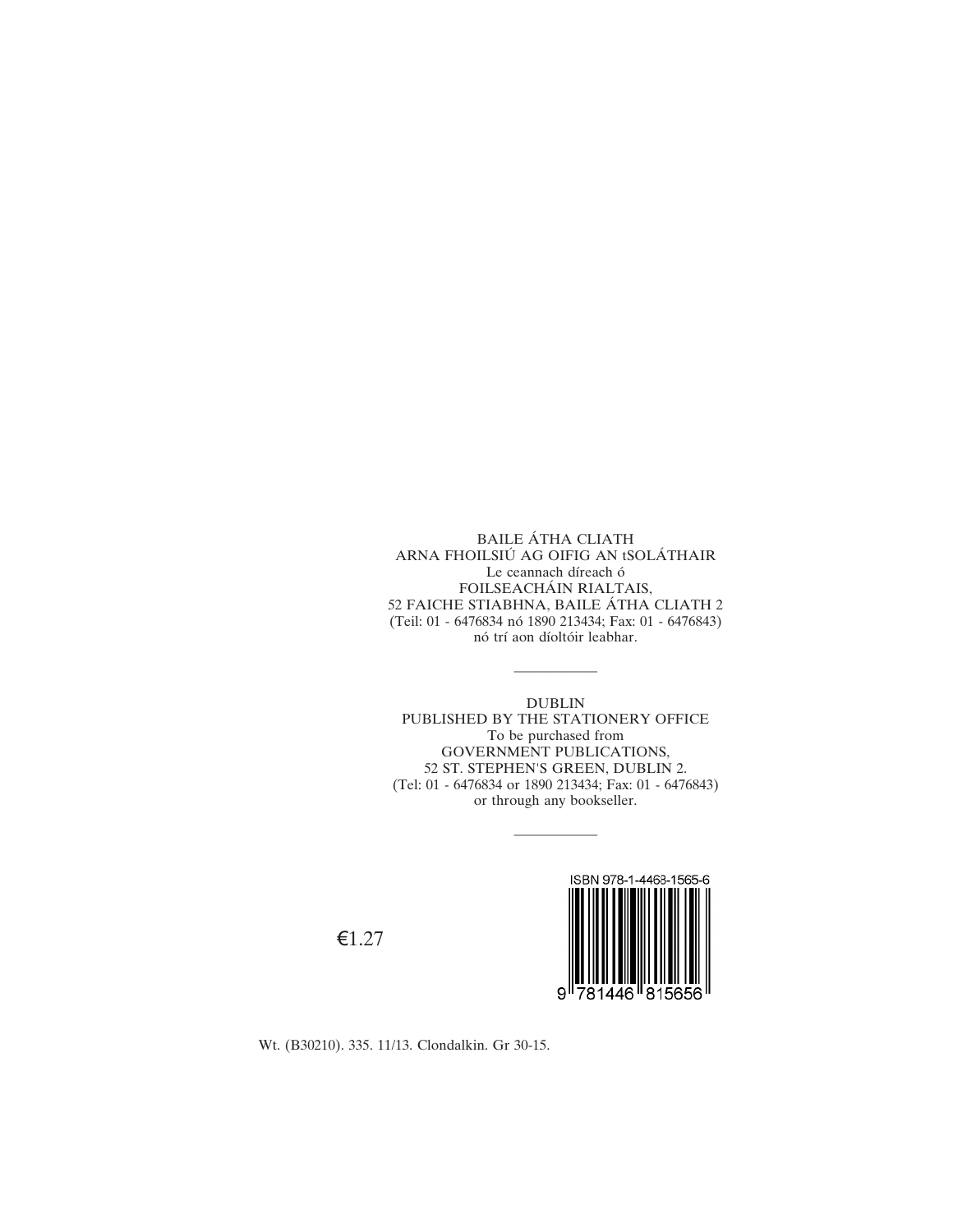BAILE ÁTHA CLIATH
ARNA FHOILSIÚ AG OIFIG AN tSOLÁTHAIR
Le ceannach díreach ó
FOILSEACHÁIN RIALTAIS,
52 FAICHE STIABHNA, BAILE ÁTHA CLIATH 2
(Teil: 01 - 6476834 nó 1890 213434; Fax: 01 - 6476843)
nó trí aon díoltóir leabhar.

---

DUBLIN
PUBLISHED BY THE STATIONERY OFFICE
To be purchased from
GOVERNMENT PUBLICATIONS,
52 ST. STEPHEN'S GREEN, DUBLIN 2.
(Tel: 01 - 6476834 or 1890 213434; Fax: 01 - 6476843)
or through any bookseller.

---

€1.27

ISBN 978-1-4468-1565-6

9 781446 815656

Wt. (B30210). 335. 11/13. Clondalkin. Gr 30-15.